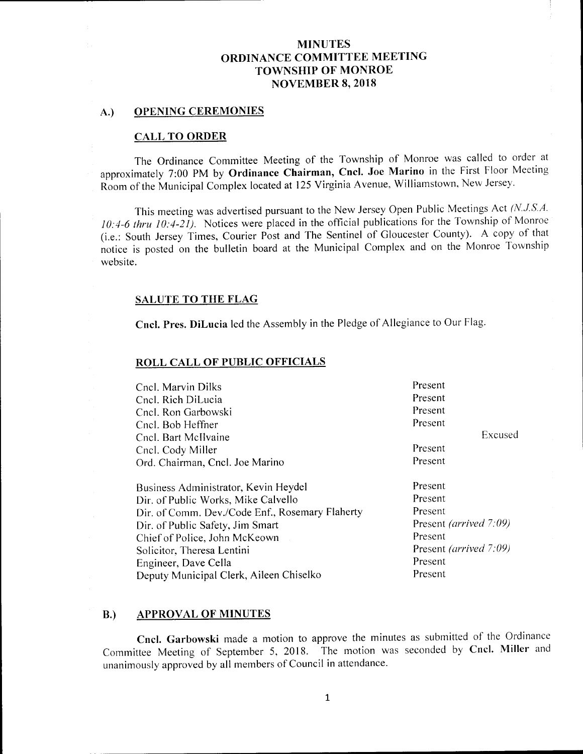# MINUTES
# ORDINANCE COMMITTEE MEETING
# TOWNSHIP OF MONROE
# NOVEMBER 8, 2018

## A.) OPENING CEREMONIES

### CALL TO ORDER

The Ordinance Committee Meeting of the Township of Monroe was called to order at approximately 7:00 PM by **Ordinance Chairman, Cncl. Joe Marino** in the First Floor Meeting Room of the Municipal Complex located at 125 Virginia Avenue, Williamstown, New Jersey.

This meeting was advertised pursuant to the New Jersey Open Public Meetings Act *(N.J.S.A. 10:4-6 thru 10:4-21)*. Notices were placed in the official publications for the Township of Monroe (i.e.: South Jersey Times, Courier Post and The Sentinel of Gloucester County). A copy of that notice is posted on the bulletin board at the Municipal Complex and on the Monroe Township website.

### SALUTE TO THE FLAG

**Cncl. Pres. DiLucia** led the Assembly in the Pledge of Allegiance to Our Flag.

### ROLL CALL OF PUBLIC OFFICIALS

| | | |
|---|---|---|
| Cncl. Marvin Dilks | Present | |
| Cncl. Rich DiLucia | Present | |
| Cncl. Ron Garbowski | Present | |
| Cncl. Bob Heffner | Present | |
| Cncl. Bart McIlvaine | | Excused |
| Cncl. Cody Miller | Present | |
| Ord. Chairman, Cncl. Joe Marino | Present | |
| Business Administrator, Kevin Heydel | Present | |
| Dir. of Public Works, Mike Calvello | Present | |
| Dir. of Comm. Dev./Code Enf., Rosemary Flaherty | Present | |
| Dir. of Public Safety, Jim Smart | Present *(arrived 7:09)* | |
| Chief of Police, John McKeown | Present | |
| Solicitor, Theresa Lentini | Present *(arrived 7:09)* | |
| Engineer, Dave Cella | Present | |
| Deputy Municipal Clerk, Aileen Chiselko | Present | |

## B.) APPROVAL OF MINUTES

**Cncl. Garbowski** made a motion to approve the minutes as submitted of the Ordinance Committee Meeting of September 5, 2018. The motion was seconded by **Cncl. Miller** and unanimously approved by all members of Council in attendance.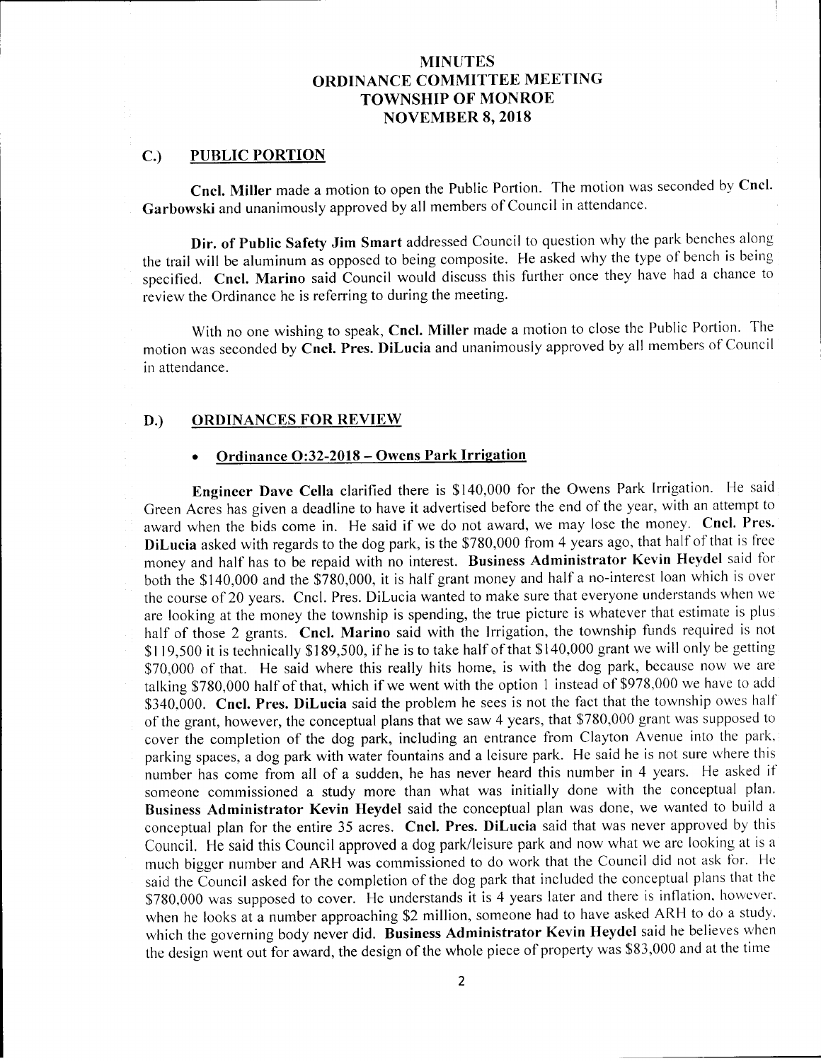# MINUTES
# ORDINANCE COMMITTEE MEETING
# TOWNSHIP OF MONROE
# NOVEMBER 8, 2018

## C.) PUBLIC PORTION

**Cncl. Miller** made a motion to open the Public Portion. The motion was seconded by **Cncl. Garbowski** and unanimously approved by all members of Council in attendance.

**Dir. of Public Safety Jim Smart** addressed Council to question why the park benches along the trail will be aluminum as opposed to being composite. He asked why the type of bench is being specified. **Cncl. Marino** said Council would discuss this further once they have had a chance to review the Ordinance he is referring to during the meeting.

With no one wishing to speak, **Cncl. Miller** made a motion to close the Public Portion. The motion was seconded by **Cncl. Pres. DiLucia** and unanimously approved by all members of Council in attendance.

## D.) ORDINANCES FOR REVIEW

- **Ordinance O:32-2018 – Owens Park Irrigation**

**Engineer Dave Cella** clarified there is $140,000 for the Owens Park Irrigation. He said Green Acres has given a deadline to have it advertised before the end of the year, with an attempt to award when the bids come in. He said if we do not award, we may lose the money. **Cncl. Pres. DiLucia** asked with regards to the dog park, is the $780,000 from 4 years ago, that half of that is free money and half has to be repaid with no interest. **Business Administrator Kevin Heydel** said for both the $140,000 and the $780,000, it is half grant money and half a no-interest loan which is over the course of 20 years. Cncl. Pres. DiLucia wanted to make sure that everyone understands when we are looking at the money the township is spending, the true picture is whatever that estimate is plus half of those 2 grants. **Cncl. Marino** said with the Irrigation, the township funds required is not $119,500 it is technically $189,500, if he is to take half of that $140,000 grant we will only be getting $70,000 of that. He said where this really hits home, is with the dog park, because now we are talking $780,000 half of that, which if we went with the option 1 instead of $978,000 we have to add $340,000. **Cncl. Pres. DiLucia** said the problem he sees is not the fact that the township owes half of the grant, however, the conceptual plans that we saw 4 years, that $780,000 grant was supposed to cover the completion of the dog park, including an entrance from Clayton Avenue into the park, parking spaces, a dog park with water fountains and a leisure park. He said he is not sure where this number has come from all of a sudden, he has never heard this number in 4 years. He asked if someone commissioned a study more than what was initially done with the conceptual plan. **Business Administrator Kevin Heydel** said the conceptual plan was done, we wanted to build a conceptual plan for the entire 35 acres. **Cncl. Pres. DiLucia** said that was never approved by this Council. He said this Council approved a dog park/leisure park and now what we are looking at is a much bigger number and ARH was commissioned to do work that the Council did not ask for. He said the Council asked for the completion of the dog park that included the conceptual plans that the $780,000 was supposed to cover. He understands it is 4 years later and there is inflation, however, when he looks at a number approaching $2 million, someone had to have asked ARH to do a study, which the governing body never did. **Business Administrator Kevin Heydel** said he believes when the design went out for award, the design of the whole piece of property was $83,000 and at the time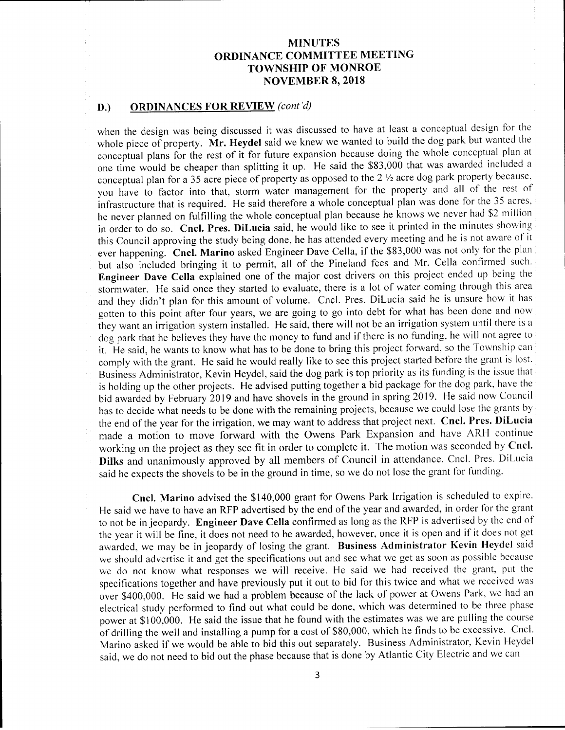## D.) ORDINANCES FOR REVIEW *(cont'd)*

when the design was being discussed it was discussed to have at least a conceptual design for the whole piece of property. **Mr. Heydel** said we knew we wanted to build the dog park but wanted the conceptual plans for the rest of it for future expansion because doing the whole conceptual plan at one time would be cheaper than splitting it up. He said the $83,000 that was awarded included a conceptual plan for a 35 acre piece of property as opposed to the 2 ½ acre dog park property because, you have to factor into that, storm water management for the property and all of the rest of infrastructure that is required. He said therefore a whole conceptual plan was done for the 35 acres, he never planned on fulfilling the whole conceptual plan because he knows we never had $2 million in order to do so. **Cncl. Pres. DiLucia** said, he would like to see it printed in the minutes showing this Council approving the study being done, he has attended every meeting and he is not aware of it ever happening. **Cncl. Marino** asked Engineer Dave Cella, if the $83,000 was not only for the plan but also included bringing it to permit, all of the Pineland fees and Mr. Cella confirmed such. **Engineer Dave Cella** explained one of the major cost drivers on this project ended up being the stormwater. He said once they started to evaluate, there is a lot of water coming through this area and they didn't plan for this amount of volume. Cncl. Pres. DiLucia said he is unsure how it has gotten to this point after four years, we are going to go into debt for what has been done and now they want an irrigation system installed. He said, there will not be an irrigation system until there is a dog park that he believes they have the money to fund and if there is no funding, he will not agree to it. He said, he wants to know what has to be done to bring this project forward, so the Township can comply with the grant. He said he would really like to see this project started before the grant is lost. Business Administrator, Kevin Heydel, said the dog park is top priority as its funding is the issue that is holding up the other projects. He advised putting together a bid package for the dog park, have the bid awarded by February 2019 and have shovels in the ground in spring 2019. He said now Council has to decide what needs to be done with the remaining projects, because we could lose the grants by the end of the year for the irrigation, we may want to address that project next. **Cncl. Pres. DiLucia** made a motion to move forward with the Owens Park Expansion and have ARH continue working on the project as they see fit in order to complete it. The motion was seconded by **Cncl. Dilks** and unanimously approved by all members of Council in attendance. Cncl. Pres. DiLucia said he expects the shovels to be in the ground in time, so we do not lose the grant for funding.

**Cncl. Marino** advised the $140,000 grant for Owens Park Irrigation is scheduled to expire. He said we have to have an RFP advertised by the end of the year and awarded, in order for the grant to not be in jeopardy. **Engineer Dave Cella** confirmed as long as the RFP is advertised by the end of the year it will be fine, it does not need to be awarded, however, once it is open and if it does not get awarded, we may be in jeopardy of losing the grant. **Business Administrator Kevin Heydel** said we should advertise it and get the specifications out and see what we get as soon as possible because we do not know what responses we will receive. He said we had received the grant, put the specifications together and have previously put it out to bid for this twice and what we received was over $400,000. He said we had a problem because of the lack of power at Owens Park, we had an electrical study performed to find out what could be done, which was determined to be three phase power at $100,000. He said the issue that he found with the estimates was we are pulling the course of drilling the well and installing a pump for a cost of $80,000, which he finds to be excessive. Cncl. Marino asked if we would be able to bid this out separately. Business Administrator, Kevin Heydel said, we do not need to bid out the phase because that is done by Atlantic City Electric and we can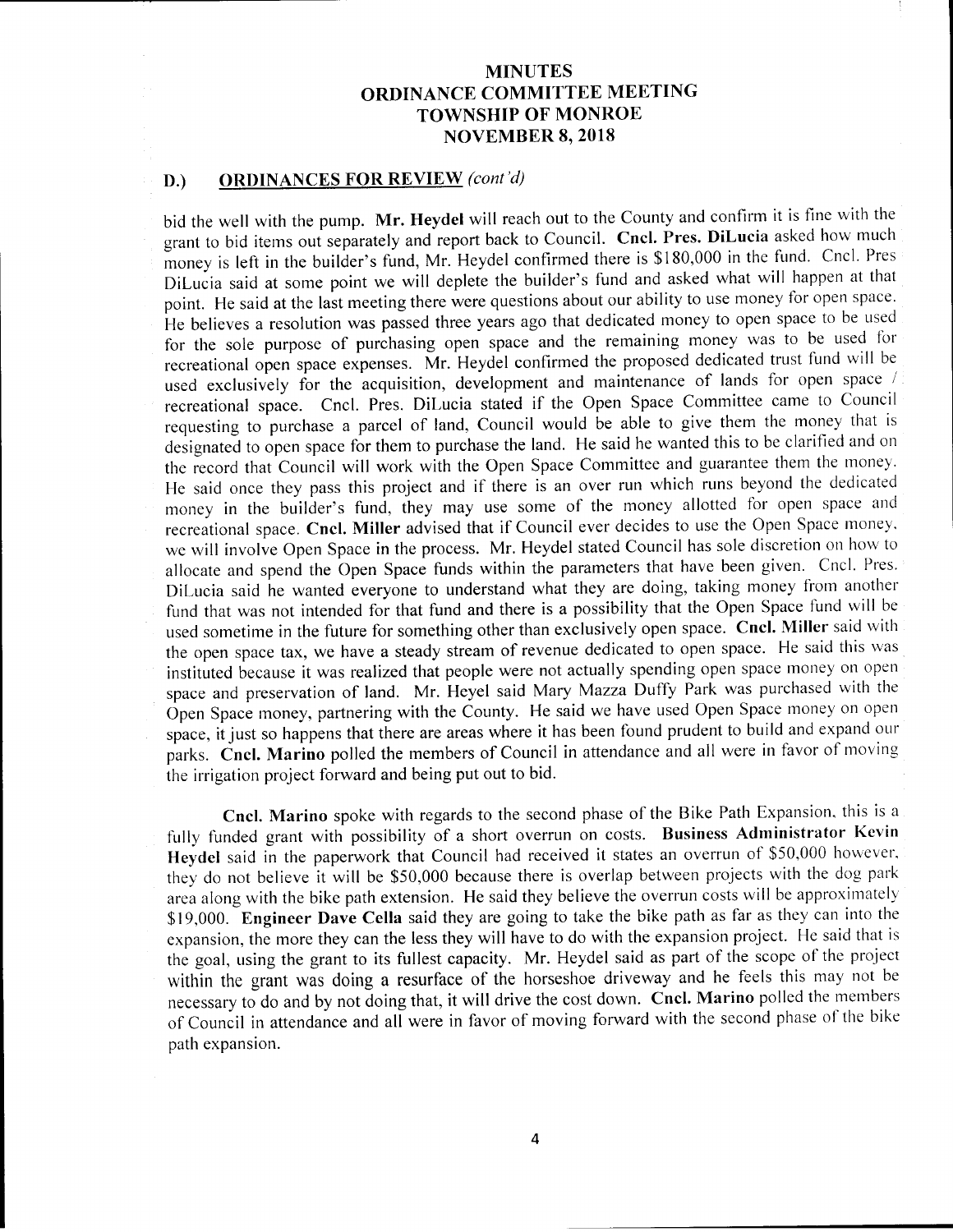# MINUTES
# ORDINANCE COMMITTEE MEETING
# TOWNSHIP OF MONROE
# NOVEMBER 8, 2018

## D.) ORDINANCES FOR REVIEW *(cont'd)*

bid the well with the pump. **Mr. Heydel** will reach out to the County and confirm it is fine with the grant to bid items out separately and report back to Council. **Cncl. Pres. DiLucia** asked how much money is left in the builder's fund, Mr. Heydel confirmed there is $180,000 in the fund. Cncl. Pres DiLucia said at some point we will deplete the builder's fund and asked what will happen at that point. He said at the last meeting there were questions about our ability to use money for open space. He believes a resolution was passed three years ago that dedicated money to open space to be used for the sole purpose of purchasing open space and the remaining money was to be used for recreational open space expenses. Mr. Heydel confirmed the proposed dedicated trust fund will be used exclusively for the acquisition, development and maintenance of lands for open space / recreational space. Cncl. Pres. DiLucia stated if the Open Space Committee came to Council requesting to purchase a parcel of land, Council would be able to give them the money that is designated to open space for them to purchase the land. He said he wanted this to be clarified and on the record that Council will work with the Open Space Committee and guarantee them the money. He said once they pass this project and if there is an over run which runs beyond the dedicated money in the builder's fund, they may use some of the money allotted for open space and recreational space. **Cncl. Miller** advised that if Council ever decides to use the Open Space money, we will involve Open Space in the process. Mr. Heydel stated Council has sole discretion on how to allocate and spend the Open Space funds within the parameters that have been given. Cncl. Pres. DiLucia said he wanted everyone to understand what they are doing, taking money from another fund that was not intended for that fund and there is a possibility that the Open Space fund will be used sometime in the future for something other than exclusively open space. **Cncl. Miller** said with the open space tax, we have a steady stream of revenue dedicated to open space. He said this was instituted because it was realized that people were not actually spending open space money on open space and preservation of land. Mr. Heyel said Mary Mazza Duffy Park was purchased with the Open Space money, partnering with the County. He said we have used Open Space money on open space, it just so happens that there are areas where it has been found prudent to build and expand our parks. **Cncl. Marino** polled the members of Council in attendance and all were in favor of moving the irrigation project forward and being put out to bid.

**Cncl. Marino** spoke with regards to the second phase of the Bike Path Expansion, this is a fully funded grant with possibility of a short overrun on costs. **Business Administrator Kevin Heydel** said in the paperwork that Council had received it states an overrun of $50,000 however, they do not believe it will be $50,000 because there is overlap between projects with the dog park area along with the bike path extension. He said they believe the overrun costs will be approximately $19,000. **Engineer Dave Cella** said they are going to take the bike path as far as they can into the expansion, the more they can the less they will have to do with the expansion project. He said that is the goal, using the grant to its fullest capacity. Mr. Heydel said as part of the scope of the project within the grant was doing a resurface of the horseshoe driveway and he feels this may not be necessary to do and by not doing that, it will drive the cost down. **Cncl. Marino** polled the members of Council in attendance and all were in favor of moving forward with the second phase of the bike path expansion.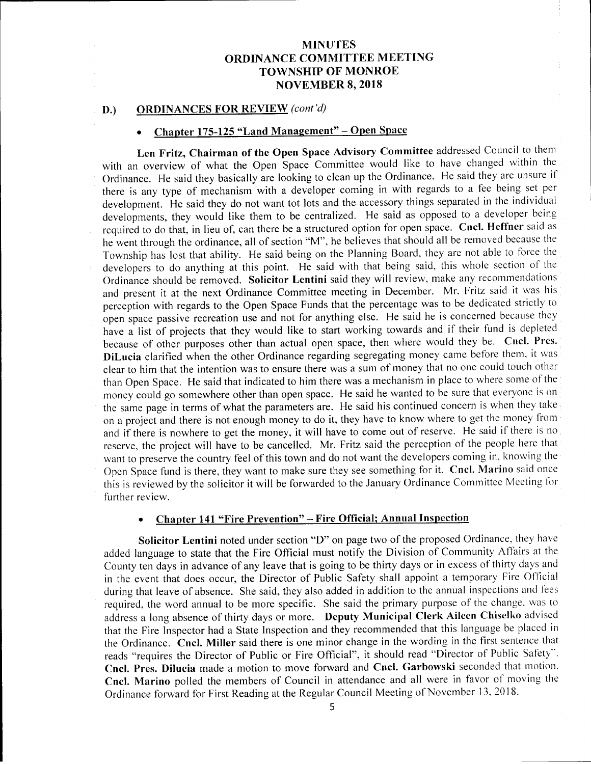# MINUTES
# ORDINANCE COMMITTEE MEETING
# TOWNSHIP OF MONROE
# NOVEMBER 8, 2018

## D.) ORDINANCES FOR REVIEW *(cont'd)*

- **Chapter 175-125 "Land Management" – Open Space**

**Len Fritz, Chairman of the Open Space Advisory Committee** addressed Council to them with an overview of what the Open Space Committee would like to have changed within the Ordinance. He said they basically are looking to clean up the Ordinance. He said they are unsure if there is any type of mechanism with a developer coming in with regards to a fee being set per development. He said they do not want tot lots and the accessory things separated in the individual developments, they would like them to be centralized. He said as opposed to a developer being required to do that, in lieu of, can there be a structured option for open space. **Cncl. Heffner** said as he went through the ordinance, all of section "M", he believes that should all be removed because the Township has lost that ability. He said being on the Planning Board, they are not able to force the developers to do anything at this point. He said with that being said, this whole section of the Ordinance should be removed. **Solicitor Lentini** said they will review, make any recommendations and present it at the next Ordinance Committee meeting in December. Mr. Fritz said it was his perception with regards to the Open Space Funds that the percentage was to be dedicated strictly to open space passive recreation use and not for anything else. He said he is concerned because they have a list of projects that they would like to start working towards and if their fund is depleted because of other purposes other than actual open space, then where would they be. **Cncl. Pres. DiLucia** clarified when the other Ordinance regarding segregating money came before them, it was clear to him that the intention was to ensure there was a sum of money that no one could touch other than Open Space. He said that indicated to him there was a mechanism in place to where some of the money could go somewhere other than open space. He said he wanted to be sure that everyone is on the same page in terms of what the parameters are. He said his continued concern is when they take on a project and there is not enough money to do it, they have to know where to get the money from and if there is nowhere to get the money, it will have to come out of reserve. He said if there is no reserve, the project will have to be cancelled. Mr. Fritz said the perception of the people here that want to preserve the country feel of this town and do not want the developers coming in, knowing the Open Space fund is there, they want to make sure they see something for it. **Cncl. Marino** said once this is reviewed by the solicitor it will be forwarded to the January Ordinance Committee Meeting for further review.

- **Chapter 141 "Fire Prevention" – Fire Official; Annual Inspection**

**Solicitor Lentini** noted under section "D" on page two of the proposed Ordinance, they have added language to state that the Fire Official must notify the Division of Community Affairs at the County ten days in advance of any leave that is going to be thirty days or in excess of thirty days and in the event that does occur, the Director of Public Safety shall appoint a temporary Fire Official during that leave of absence. She said, they also added in addition to the annual inspections and fees required, the word annual to be more specific. She said the primary purpose of the change, was to address a long absence of thirty days or more. **Deputy Municipal Clerk Aileen Chiselko** advised that the Fire Inspector had a State Inspection and they recommended that this language be placed in the Ordinance. **Cncl. Miller** said there is one minor change in the wording in the first sentence that reads "requires the Director of Public or Fire Official", it should read "Director of Public Safety". **Cncl. Pres. Dilucia** made a motion to move forward and **Cncl. Garbowski** seconded that motion. **Cncl. Marino** polled the members of Council in attendance and all were in favor of moving the Ordinance forward for First Reading at the Regular Council Meeting of November 13, 2018.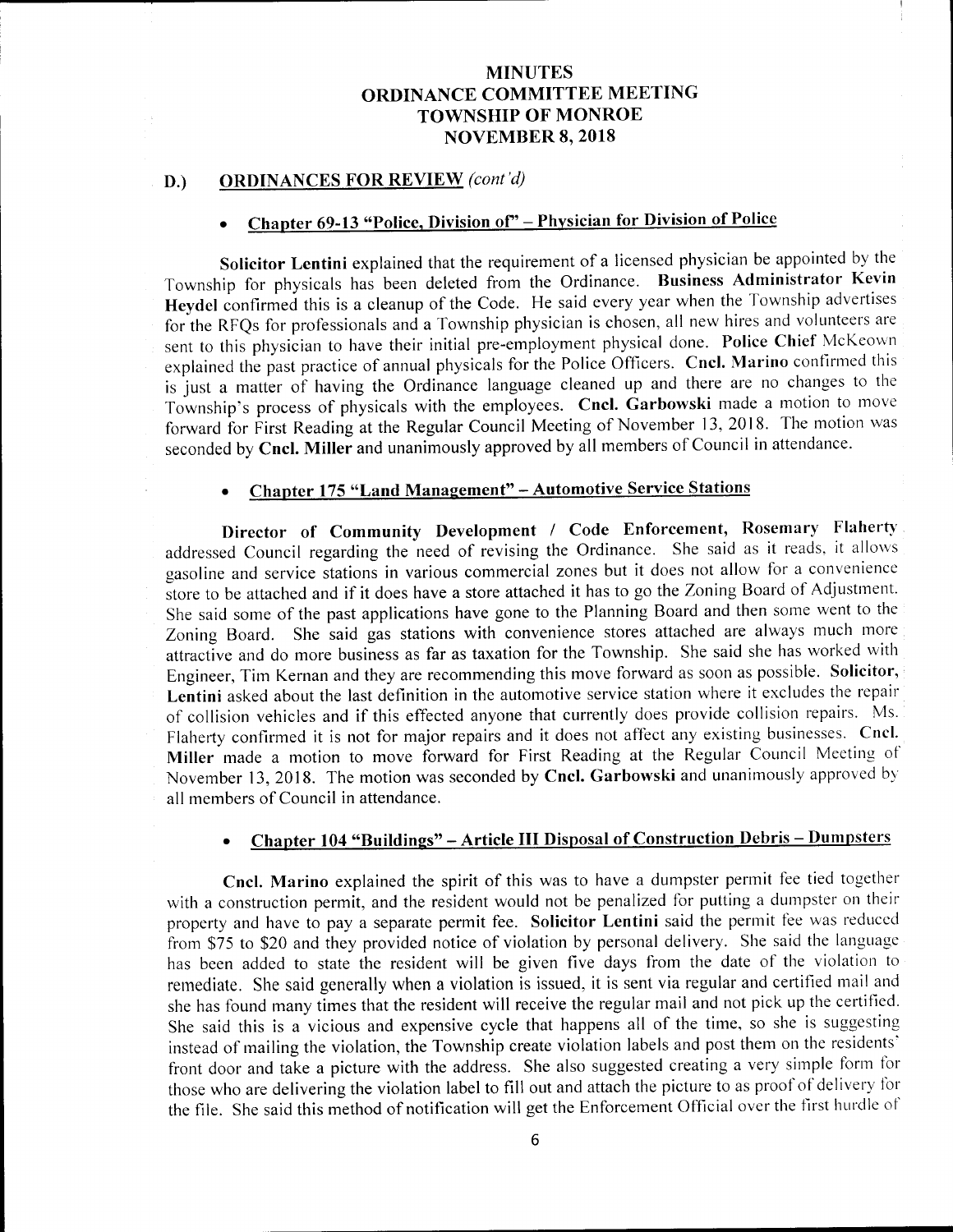**MINUTES**
**ORDINANCE COMMITTEE MEETING**
**TOWNSHIP OF MONROE**
**NOVEMBER 8, 2018**

## D.) ORDINANCES FOR REVIEW *(cont'd)*

- **Chapter 69-13 "Police, Division of" – Physician for Division of Police**

**Solicitor Lentini** explained that the requirement of a licensed physician be appointed by the Township for physicals has been deleted from the Ordinance. **Business Administrator Kevin Heydel** confirmed this is a cleanup of the Code. He said every year when the Township advertises for the RFQs for professionals and a Township physician is chosen, all new hires and volunteers are sent to this physician to have their initial pre-employment physical done. **Police Chief** McKeown explained the past practice of annual physicals for the Police Officers. **Cncl. Marino** confirmed this is just a matter of having the Ordinance language cleaned up and there are no changes to the Township's process of physicals with the employees. **Cncl. Garbowski** made a motion to move forward for First Reading at the Regular Council Meeting of November 13, 2018. The motion was seconded by **Cncl. Miller** and unanimously approved by all members of Council in attendance.

- **Chapter 175 "Land Management" – Automotive Service Stations**

**Director of Community Development / Code Enforcement, Rosemary Flaherty** addressed Council regarding the need of revising the Ordinance. She said as it reads, it allows gasoline and service stations in various commercial zones but it does not allow for a convenience store to be attached and if it does have a store attached it has to go the Zoning Board of Adjustment. She said some of the past applications have gone to the Planning Board and then some went to the Zoning Board. She said gas stations with convenience stores attached are always much more attractive and do more business as far as taxation for the Township. She said she has worked with Engineer, Tim Kernan and they are recommending this move forward as soon as possible. **Solicitor, Lentini** asked about the last definition in the automotive service station where it excludes the repair of collision vehicles and if this effected anyone that currently does provide collision repairs. Ms. Flaherty confirmed it is not for major repairs and it does not affect any existing businesses. **Cncl. Miller** made a motion to move forward for First Reading at the Regular Council Meeting of November 13, 2018. The motion was seconded by **Cncl. Garbowski** and unanimously approved by all members of Council in attendance.

- **Chapter 104 "Buildings" – Article III Disposal of Construction Debris – Dumpsters**

**Cncl. Marino** explained the spirit of this was to have a dumpster permit fee tied together with a construction permit, and the resident would not be penalized for putting a dumpster on their property and have to pay a separate permit fee. **Solicitor Lentini** said the permit fee was reduced from $75 to $20 and they provided notice of violation by personal delivery. She said the language has been added to state the resident will be given five days from the date of the violation to remediate. She said generally when a violation is issued, it is sent via regular and certified mail and she has found many times that the resident will receive the regular mail and not pick up the certified. She said this is a vicious and expensive cycle that happens all of the time, so she is suggesting instead of mailing the violation, the Township create violation labels and post them on the residents' front door and take a picture with the address. She also suggested creating a very simple form for those who are delivering the violation label to fill out and attach the picture to as proof of delivery for the file. She said this method of notification will get the Enforcement Official over the first hurdle of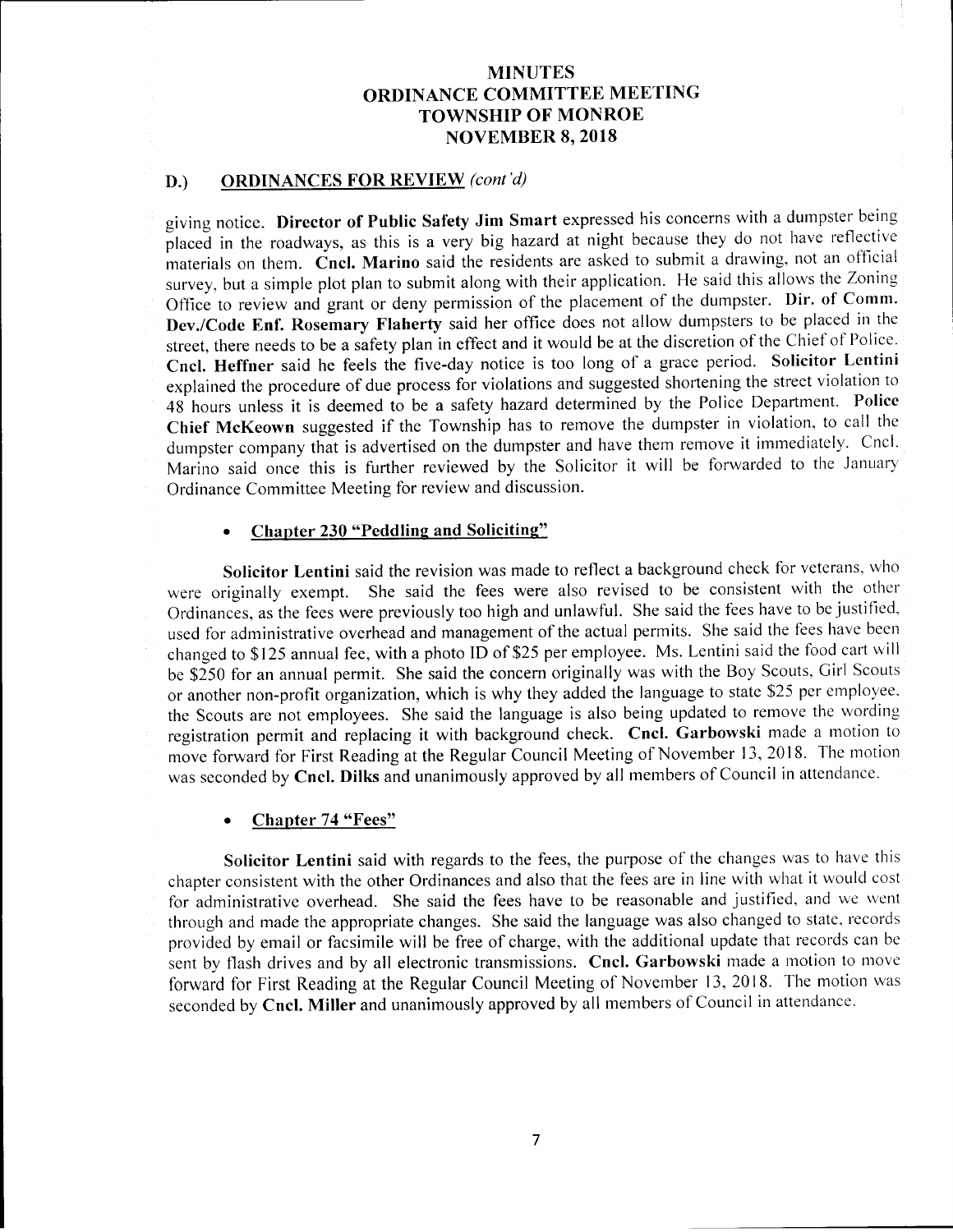# MINUTES
# ORDINANCE COMMITTEE MEETING
# TOWNSHIP OF MONROE
# NOVEMBER 8, 2018

## D.) ORDINANCES FOR REVIEW *(cont'd)*

giving notice. **Director of Public Safety Jim Smart** expressed his concerns with a dumpster being placed in the roadways, as this is a very big hazard at night because they do not have reflective materials on them. **Cncl. Marino** said the residents are asked to submit a drawing, not an official survey, but a simple plot plan to submit along with their application. He said this allows the Zoning Office to review and grant or deny permission of the placement of the dumpster. **Dir. of Comm. Dev./Code Enf. Rosemary Flaherty** said her office does not allow dumpsters to be placed in the street, there needs to be a safety plan in effect and it would be at the discretion of the Chief of Police. **Cncl. Heffner** said he feels the five-day notice is too long of a grace period. **Solicitor Lentini** explained the procedure of due process for violations and suggested shortening the street violation to 48 hours unless it is deemed to be a safety hazard determined by the Police Department. **Police Chief McKeown** suggested if the Township has to remove the dumpster in violation, to call the dumpster company that is advertised on the dumpster and have them remove it immediately. Cncl. Marino said once this is further reviewed by the Solicitor it will be forwarded to the January Ordinance Committee Meeting for review and discussion.

- **Chapter 230 "Peddling and Soliciting"**

**Solicitor Lentini** said the revision was made to reflect a background check for veterans, who were originally exempt. She said the fees were also revised to be consistent with the other Ordinances, as the fees were previously too high and unlawful. She said the fees have to be justified, used for administrative overhead and management of the actual permits. She said the fees have been changed to $125 annual fee, with a photo ID of $25 per employee. Ms. Lentini said the food cart will be $250 for an annual permit. She said the concern originally was with the Boy Scouts, Girl Scouts or another non-profit organization, which is why they added the language to state $25 per employee, the Scouts are not employees. She said the language is also being updated to remove the wording registration permit and replacing it with background check. **Cncl. Garbowski** made a motion to move forward for First Reading at the Regular Council Meeting of November 13, 2018. The motion was seconded by **Cncl. Dilks** and unanimously approved by all members of Council in attendance.

- **Chapter 74 "Fees"**

**Solicitor Lentini** said with regards to the fees, the purpose of the changes was to have this chapter consistent with the other Ordinances and also that the fees are in line with what it would cost for administrative overhead. She said the fees have to be reasonable and justified, and we went through and made the appropriate changes. She said the language was also changed to state, records provided by email or facsimile will be free of charge, with the additional update that records can be sent by flash drives and by all electronic transmissions. **Cncl. Garbowski** made a motion to move forward for First Reading at the Regular Council Meeting of November 13, 2018. The motion was seconded by **Cncl. Miller** and unanimously approved by all members of Council in attendance.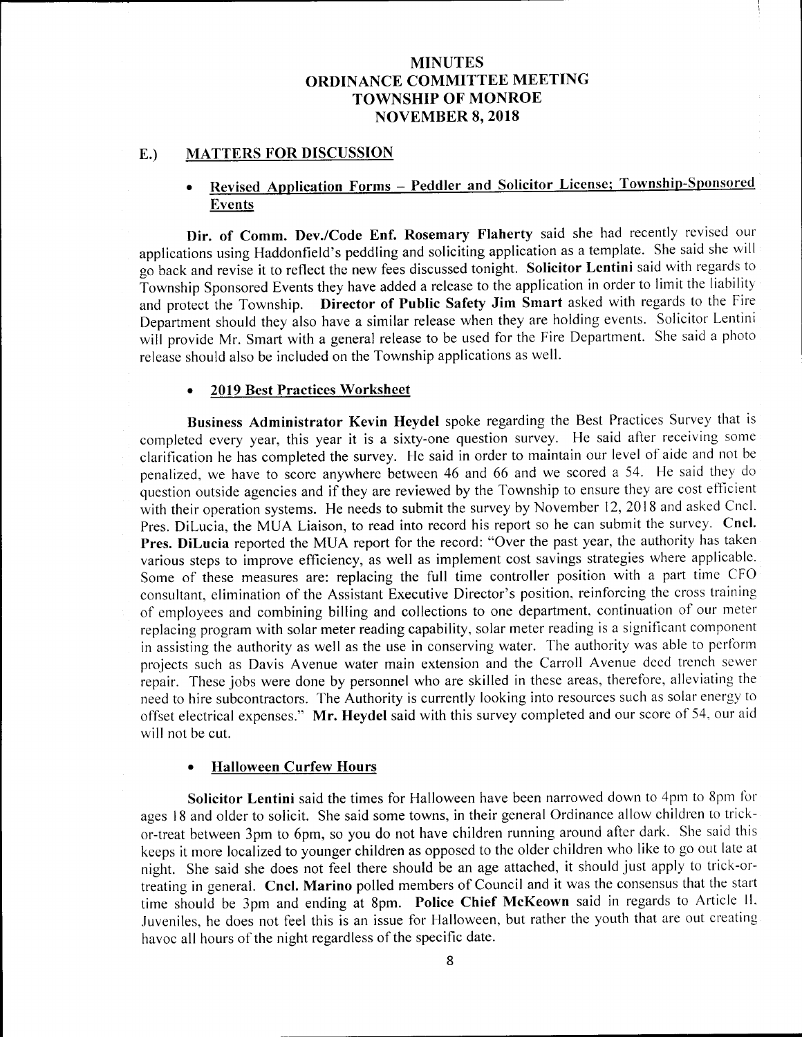# MINUTES
# ORDINANCE COMMITTEE MEETING
# TOWNSHIP OF MONROE
# NOVEMBER 8, 2018

## E.) MATTERS FOR DISCUSSION

- **Revised Application Forms – Peddler and Solicitor License; Township-Sponsored Events**

**Dir. of Comm. Dev./Code Enf. Rosemary Flaherty** said she had recently revised our applications using Haddonfield's peddling and soliciting application as a template. She said she will go back and revise it to reflect the new fees discussed tonight. **Solicitor Lentini** said with regards to Township Sponsored Events they have added a release to the application in order to limit the liability and protect the Township. **Director of Public Safety Jim Smart** asked with regards to the Fire Department should they also have a similar release when they are holding events. Solicitor Lentini will provide Mr. Smart with a general release to be used for the Fire Department. She said a photo release should also be included on the Township applications as well.

- **2019 Best Practices Worksheet**

**Business Administrator Kevin Heydel** spoke regarding the Best Practices Survey that is completed every year, this year it is a sixty-one question survey. He said after receiving some clarification he has completed the survey. He said in order to maintain our level of aide and not be penalized, we have to score anywhere between 46 and 66 and we scored a 54. He said they do question outside agencies and if they are reviewed by the Township to ensure they are cost efficient with their operation systems. He needs to submit the survey by November 12, 2018 and asked Cncl. Pres. DiLucia, the MUA Liaison, to read into record his report so he can submit the survey. **Cncl. Pres. DiLucia** reported the MUA report for the record: "Over the past year, the authority has taken various steps to improve efficiency, as well as implement cost savings strategies where applicable. Some of these measures are: replacing the full time controller position with a part time CFO consultant, elimination of the Assistant Executive Director's position, reinforcing the cross training of employees and combining billing and collections to one department, continuation of our meter replacing program with solar meter reading capability, solar meter reading is a significant component in assisting the authority as well as the use in conserving water. The authority was able to perform projects such as Davis Avenue water main extension and the Carroll Avenue deed trench sewer repair. These jobs were done by personnel who are skilled in these areas, therefore, alleviating the need to hire subcontractors. The Authority is currently looking into resources such as solar energy to offset electrical expenses." **Mr. Heydel** said with this survey completed and our score of 54, our aid will not be cut.

- **Halloween Curfew Hours**

**Solicitor Lentini** said the times for Halloween have been narrowed down to 4pm to 8pm for ages 18 and older to solicit. She said some towns, in their general Ordinance allow children to trick-or-treat between 3pm to 6pm, so you do not have children running around after dark. She said this keeps it more localized to younger children as opposed to the older children who like to go out late at night. She said she does not feel there should be an age attached, it should just apply to trick-or-treating in general. **Cncl. Marino** polled members of Council and it was the consensus that the start time should be 3pm and ending at 8pm. **Police Chief McKeown** said in regards to Article II, Juveniles, he does not feel this is an issue for Halloween, but rather the youth that are out creating havoc all hours of the night regardless of the specific date.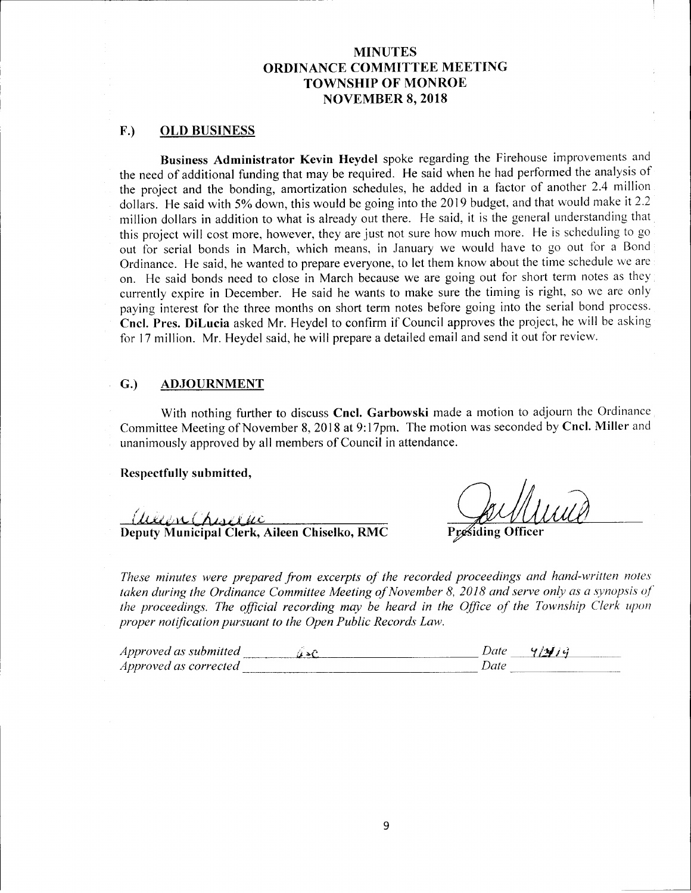# MINUTES
# ORDINANCE COMMITTEE MEETING
# TOWNSHIP OF MONROE
# NOVEMBER 8, 2018

## F.) OLD BUSINESS

**Business Administrator Kevin Heydel** spoke regarding the Firehouse improvements and the need of additional funding that may be required. He said when he had performed the analysis of the project and the bonding, amortization schedules, he added in a factor of another 2.4 million dollars. He said with 5% down, this would be going into the 2019 budget, and that would make it 2.2 million dollars in addition to what is already out there. He said, it is the general understanding that this project will cost more, however, they are just not sure how much more. He is scheduling to go out for serial bonds in March, which means, in January we would have to go out for a Bond Ordinance. He said, he wanted to prepare everyone, to let them know about the time schedule we are on. He said bonds need to close in March because we are going out for short term notes as they currently expire in December. He said he wants to make sure the timing is right, so we are only paying interest for the three months on short term notes before going into the serial bond process. **Cncl. Pres. DiLucia** asked Mr. Heydel to confirm if Council approves the project, he will be asking for 17 million. Mr. Heydel said, he will prepare a detailed email and send it out for review.

## G.) ADJOURNMENT

With nothing further to discuss **Cncl. Garbowski** made a motion to adjourn the Ordinance Committee Meeting of November 8, 2018 at 9:17pm. The motion was seconded by **Cncl. Miller** and unanimously approved by all members of Council in attendance.

**Respectfully submitted,**

**Deputy Municipal Clerk, Aileen Chiselko, RMC**

**Presiding Officer**

*These minutes were prepared from excerpts of the recorded proceedings and hand-written notes taken during the Ordinance Committee Meeting of November 8, 2018 and serve only as a synopsis of the proceedings. The official recording may be heard in the Office of the Township Clerk upon proper notification pursuant to the Open Public Records Law.*

*Approved as submitted* ac *Date* 4/24/19

*Approved as corrected* ______ *Date* ______